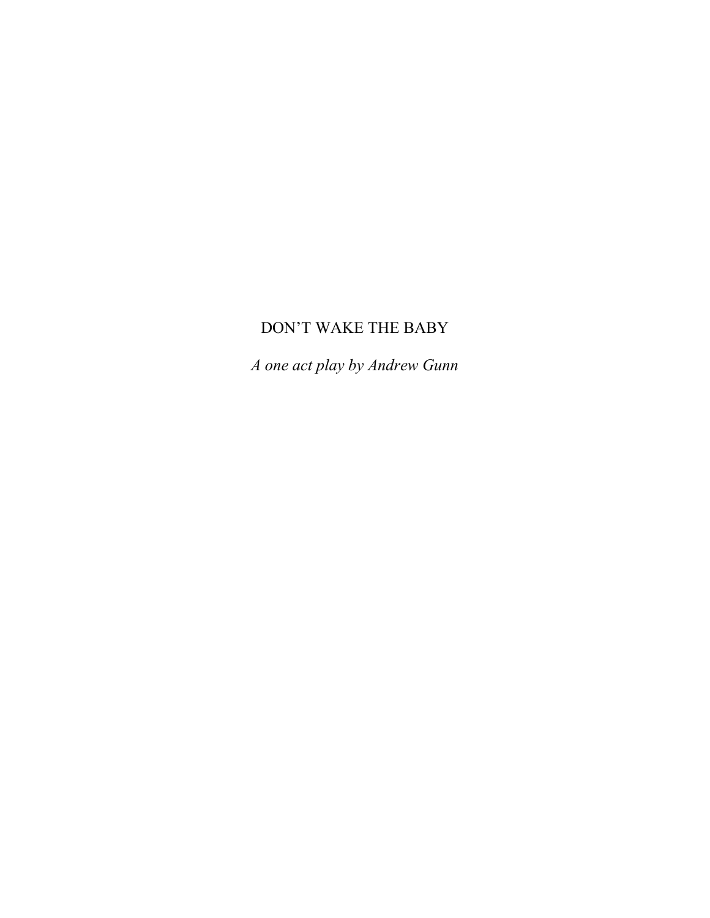# DON'T WAKE THE BABY

*A one act play by Andrew Gunn*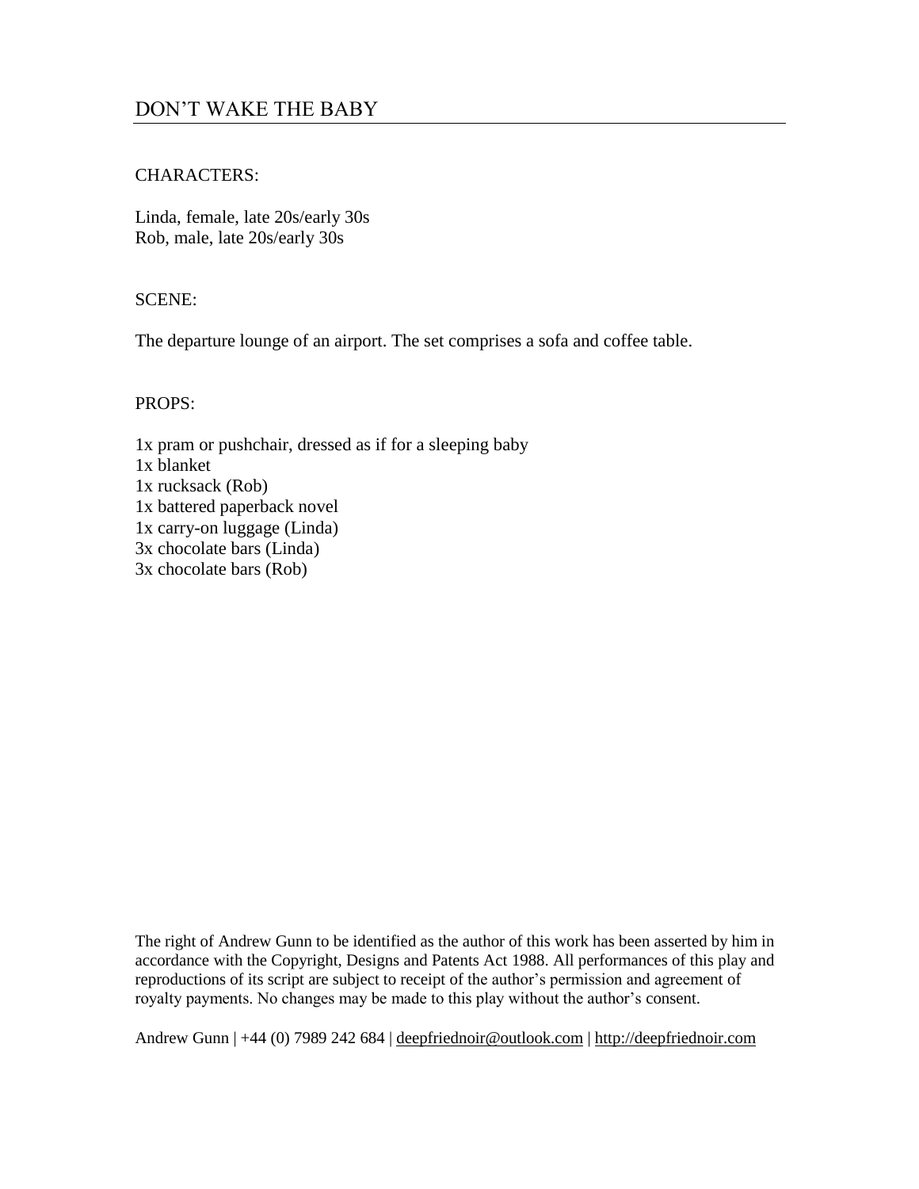# DON'T WAKE THE BABY

CHARACTERS:

Linda, female, late 20s/early 30s
Rob, male, late 20s/early 30s

SCENE:

The departure lounge of an airport. The set comprises a sofa and coffee table.

PROPS:

1x pram or pushchair, dressed as if for a sleeping baby
1x blanket
1x rucksack (Rob)
1x battered paperback novel
1x carry-on luggage (Linda)
3x chocolate bars (Linda)
3x chocolate bars (Rob)

The right of Andrew Gunn to be identified as the author of this work has been asserted by him in accordance with the Copyright, Designs and Patents Act 1988. All performances of this play and reproductions of its script are subject to receipt of the author's permission and agreement of royalty payments. No changes may be made to this play without the author's consent.

Andrew Gunn | +44 (0) 7989 242 684 | deepfriednoir@outlook.com | http://deepfriednoir.com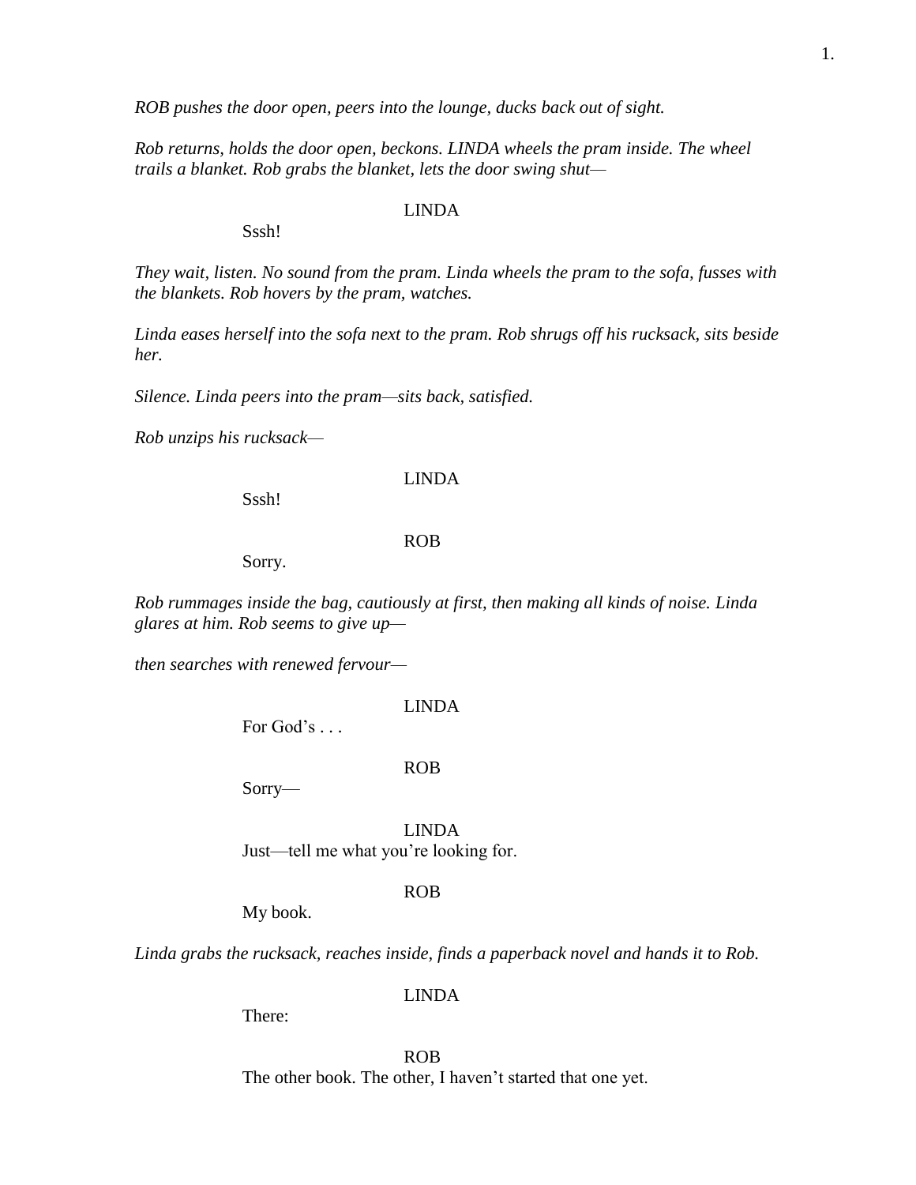*ROB pushes the door open, peers into the lounge, ducks back out of sight.*

*Rob returns, holds the door open, beckons. LINDA wheels the pram inside. The wheel trails a blanket. Rob grabs the blanket, lets the door swing shut—*

LINDA

Sssh!

*They wait, listen. No sound from the pram. Linda wheels the pram to the sofa, fusses with the blankets. Rob hovers by the pram, watches.*

*Linda eases herself into the sofa next to the pram. Rob shrugs off his rucksack, sits beside her.*

*Silence. Linda peers into the pram—sits back, satisfied.*

*Rob unzips his rucksack—*

LINDA

Sssh!

ROB

Sorry.

*Rob rummages inside the bag, cautiously at first, then making all kinds of noise. Linda glares at him. Rob seems to give up—*

*then searches with renewed fervour—*

LINDA

For God's . . .

ROB

Sorry—

LINDA

Just—tell me what you're looking for.

ROB

My book.

*Linda grabs the rucksack, reaches inside, finds a paperback novel and hands it to Rob.*

LINDA

There:

ROB

The other book. The other, I haven't started that one yet.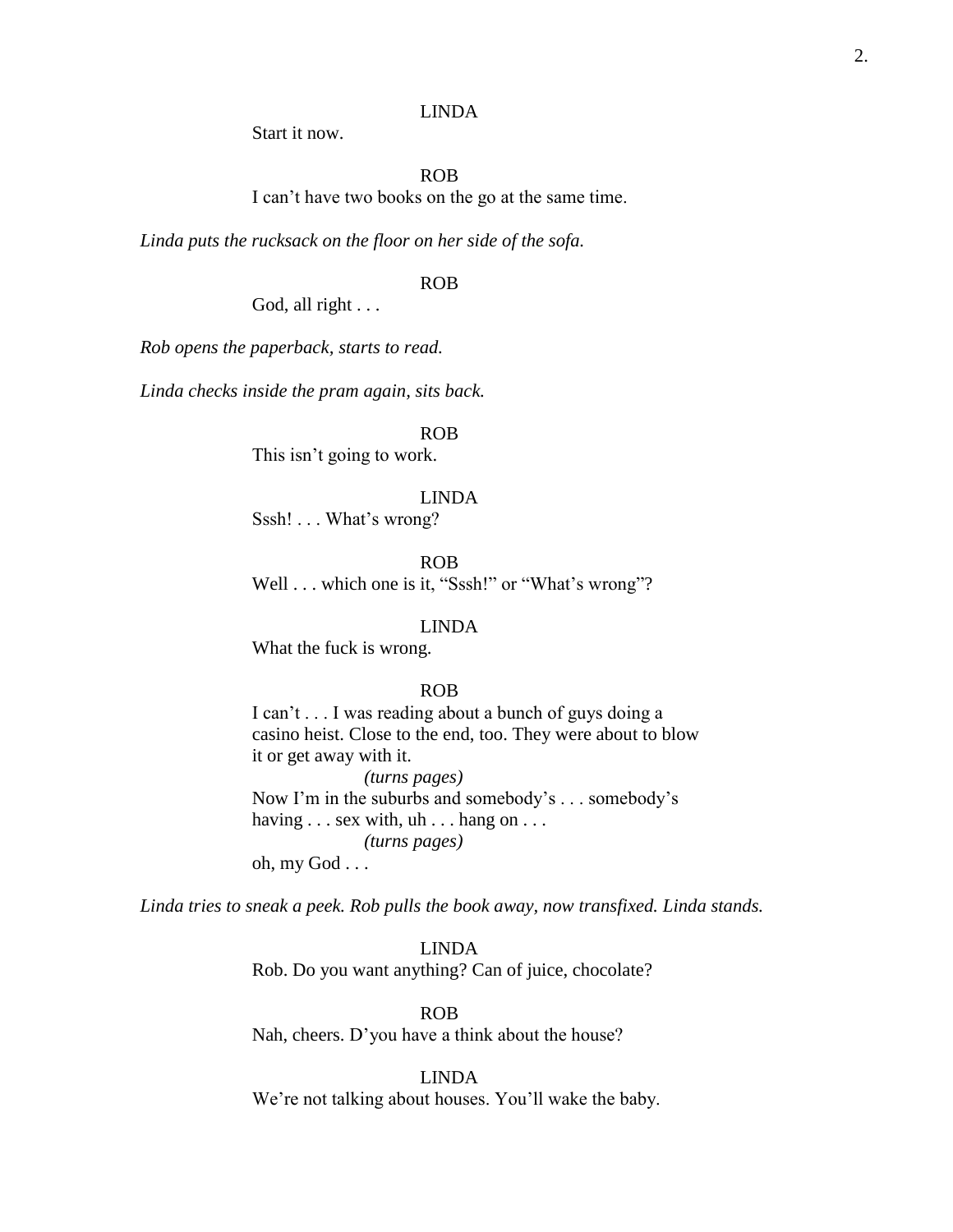LINDA

Start it now.

ROB

I can't have two books on the go at the same time.

*Linda puts the rucksack on the floor on her side of the sofa.*

ROB

God, all right . . .

*Rob opens the paperback, starts to read.*

*Linda checks inside the pram again, sits back.*

ROB

This isn't going to work.

LINDA

Sssh! . . . What's wrong?

ROB

Well . . . which one is it, "Sssh!" or "What's wrong"?

LINDA

What the fuck is wrong.

ROB

I can't . . . I was reading about a bunch of guys doing a casino heist. Close to the end, too. They were about to blow it or get away with it.

*(turns pages)*

Now I'm in the suburbs and somebody's . . . somebody's having . . . sex with, uh . . . hang on . . .

*(turns pages)*

oh, my God . . .

*Linda tries to sneak a peek. Rob pulls the book away, now transfixed. Linda stands.*

LINDA

Rob. Do you want anything? Can of juice, chocolate?

ROB

Nah, cheers. D'you have a think about the house?

LINDA

We're not talking about houses. You'll wake the baby.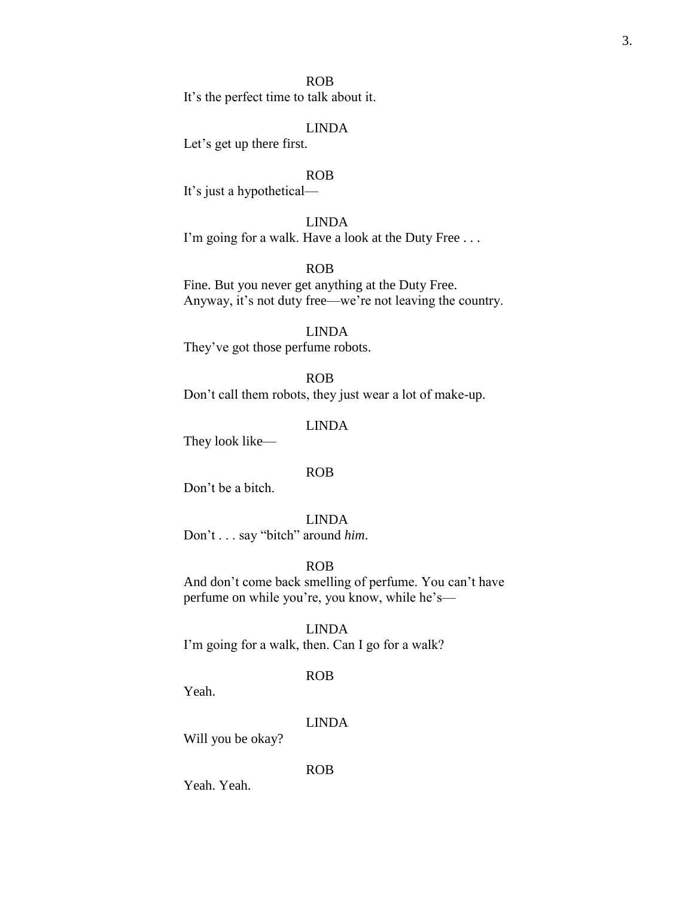ROB

It's the perfect time to talk about it.

LINDA

Let's get up there first.

ROB

It's just a hypothetical—

LINDA

I'm going for a walk. Have a look at the Duty Free . . .

ROB

Fine. But you never get anything at the Duty Free.
Anyway, it's not duty free—we're not leaving the country.

LINDA

They've got those perfume robots.

ROB

Don't call them robots, they just wear a lot of make-up.

LINDA

They look like—

ROB

Don't be a bitch.

LINDA

Don't . . . say "bitch" around *him*.

ROB

And don't come back smelling of perfume. You can't have perfume on while you're, you know, while he's—

LINDA

I'm going for a walk, then. Can I go for a walk?

ROB

Yeah.

LINDA

Will you be okay?

ROB

Yeah. Yeah.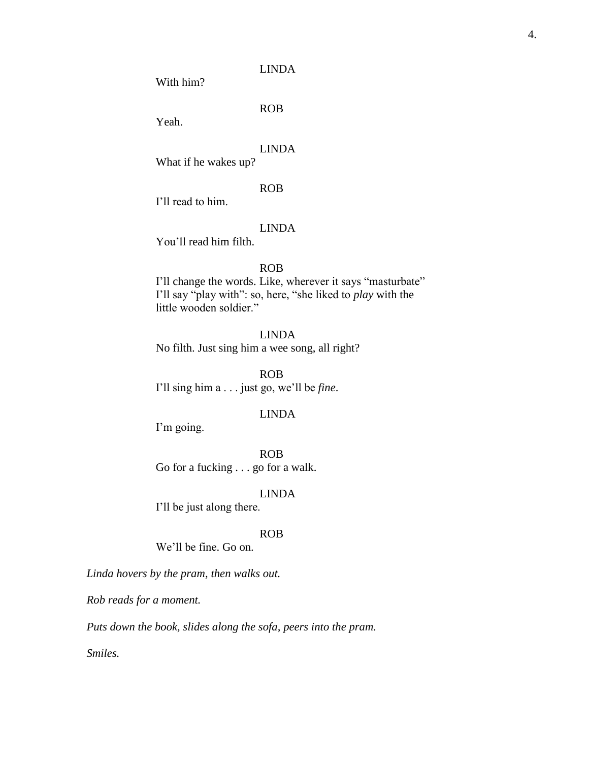LINDA

With him?

ROB

Yeah.

LINDA

What if he wakes up?

ROB

I'll read to him.

LINDA

You'll read him filth.

ROB

I'll change the words. Like, wherever it says "masturbate" I'll say "play with": so, here, "she liked to *play* with the little wooden soldier."

LINDA

No filth. Just sing him a wee song, all right?

ROB

I'll sing him a . . . just go, we'll be *fine*.

LINDA

I'm going.

ROB

Go for a fucking . . . go for a walk.

LINDA

I'll be just along there.

ROB

We'll be fine. Go on.

*Linda hovers by the pram, then walks out.*

*Rob reads for a moment.*

*Puts down the book, slides along the sofa, peers into the pram.*

*Smiles.*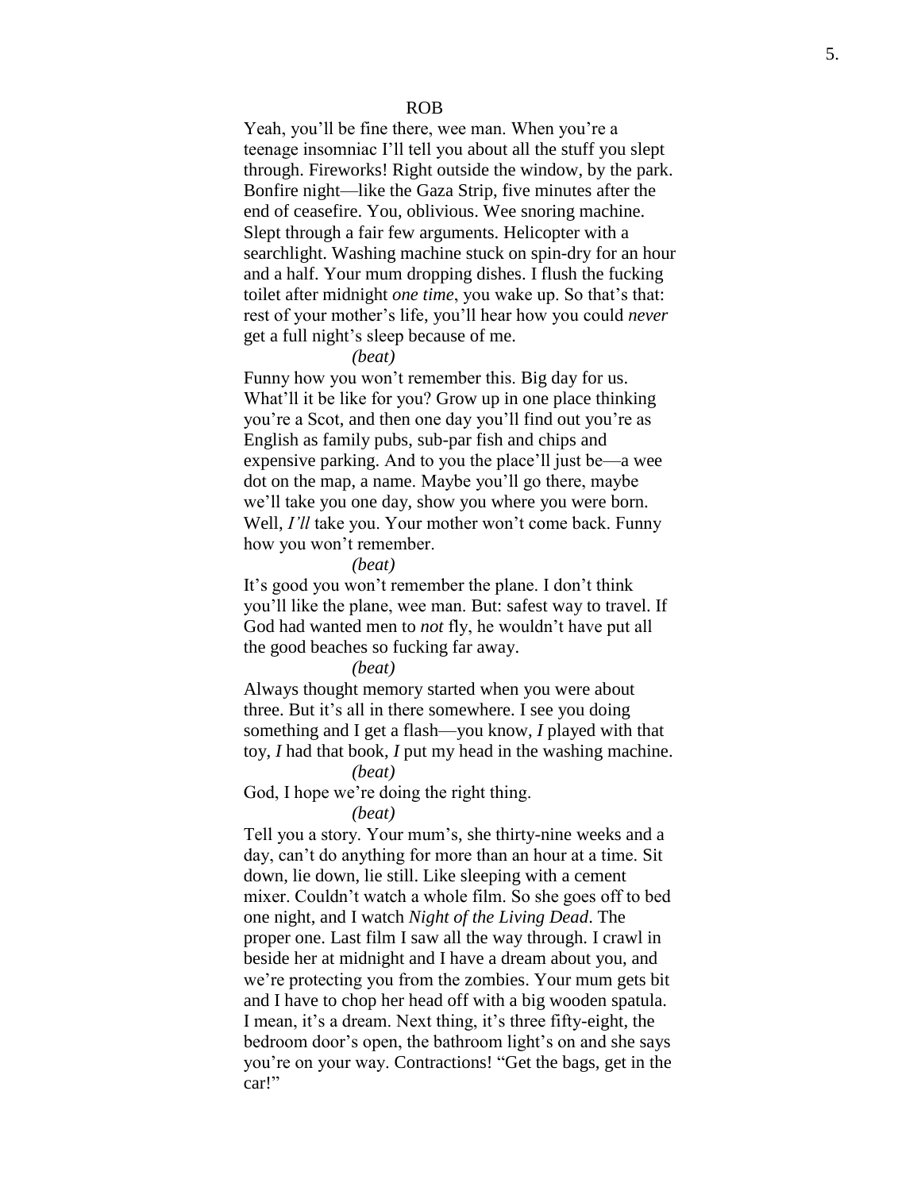ROB

Yeah, you'll be fine there, wee man. When you're a teenage insomniac I'll tell you about all the stuff you slept through. Fireworks! Right outside the window, by the park. Bonfire night—like the Gaza Strip, five minutes after the end of ceasefire. You, oblivious. Wee snoring machine. Slept through a fair few arguments. Helicopter with a searchlight. Washing machine stuck on spin-dry for an hour and a half. Your mum dropping dishes. I flush the fucking toilet after midnight *one time*, you wake up. So that's that: rest of your mother's life, you'll hear how you could *never* get a full night's sleep because of me.

*(beat)*

Funny how you won't remember this. Big day for us. What'll it be like for you? Grow up in one place thinking you're a Scot, and then one day you'll find out you're as English as family pubs, sub-par fish and chips and expensive parking. And to you the place'll just be—a wee dot on the map, a name. Maybe you'll go there, maybe we'll take you one day, show you where you were born. Well, *I'll* take you. Your mother won't come back. Funny how you won't remember.

*(beat)*

It's good you won't remember the plane. I don't think you'll like the plane, wee man. But: safest way to travel. If God had wanted men to *not* fly, he wouldn't have put all the good beaches so fucking far away.

*(beat)*

Always thought memory started when you were about three. But it's all in there somewhere. I see you doing something and I get a flash—you know, *I* played with that toy, *I* had that book, *I* put my head in the washing machine.

*(beat)*

God, I hope we're doing the right thing.

*(beat)*

Tell you a story. Your mum's, she thirty-nine weeks and a day, can't do anything for more than an hour at a time. Sit down, lie down, lie still. Like sleeping with a cement mixer. Couldn't watch a whole film. So she goes off to bed one night, and I watch *Night of the Living Dead*. The proper one. Last film I saw all the way through. I crawl in beside her at midnight and I have a dream about you, and we're protecting you from the zombies. Your mum gets bit and I have to chop her head off with a big wooden spatula. I mean, it's a dream. Next thing, it's three fifty-eight, the bedroom door's open, the bathroom light's on and she says you're on your way. Contractions! "Get the bags, get in the car!"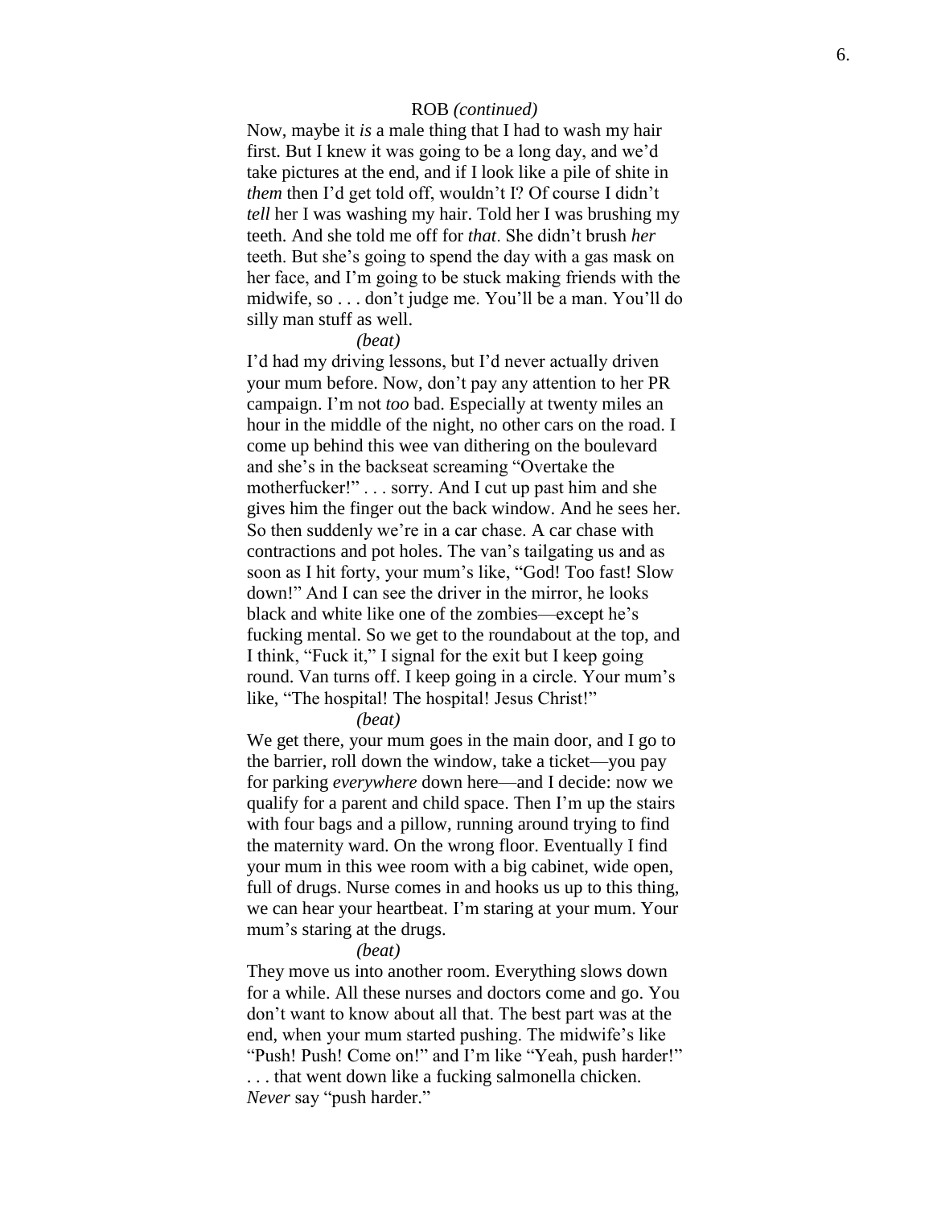ROB *(continued)*

Now, maybe it *is* a male thing that I had to wash my hair first. But I knew it was going to be a long day, and we'd take pictures at the end, and if I look like a pile of shite in *them* then I'd get told off, wouldn't I? Of course I didn't *tell* her I was washing my hair. Told her I was brushing my teeth. And she told me off for *that*. She didn't brush *her* teeth. But she's going to spend the day with a gas mask on her face, and I'm going to be stuck making friends with the midwife, so . . . don't judge me. You'll be a man. You'll do silly man stuff as well.

*(beat)*

I'd had my driving lessons, but I'd never actually driven your mum before. Now, don't pay any attention to her PR campaign. I'm not *too* bad. Especially at twenty miles an hour in the middle of the night, no other cars on the road. I come up behind this wee van dithering on the boulevard and she's in the backseat screaming "Overtake the motherfucker!" . . . sorry. And I cut up past him and she gives him the finger out the back window. And he sees her. So then suddenly we're in a car chase. A car chase with contractions and pot holes. The van's tailgating us and as soon as I hit forty, your mum's like, "God! Too fast! Slow down!" And I can see the driver in the mirror, he looks black and white like one of the zombies—except he's fucking mental. So we get to the roundabout at the top, and I think, "Fuck it," I signal for the exit but I keep going round. Van turns off. I keep going in a circle. Your mum's like, "The hospital! The hospital! Jesus Christ!"

*(beat)*

We get there, your mum goes in the main door, and I go to the barrier, roll down the window, take a ticket—you pay for parking *everywhere* down here—and I decide: now we qualify for a parent and child space. Then I'm up the stairs with four bags and a pillow, running around trying to find the maternity ward. On the wrong floor. Eventually I find your mum in this wee room with a big cabinet, wide open, full of drugs. Nurse comes in and hooks us up to this thing, we can hear your heartbeat. I'm staring at your mum. Your mum's staring at the drugs.

*(beat)*

They move us into another room. Everything slows down for a while. All these nurses and doctors come and go. You don't want to know about all that. The best part was at the end, when your mum started pushing. The midwife's like "Push! Push! Come on!" and I'm like "Yeah, push harder!" . . . that went down like a fucking salmonella chicken. *Never* say "push harder."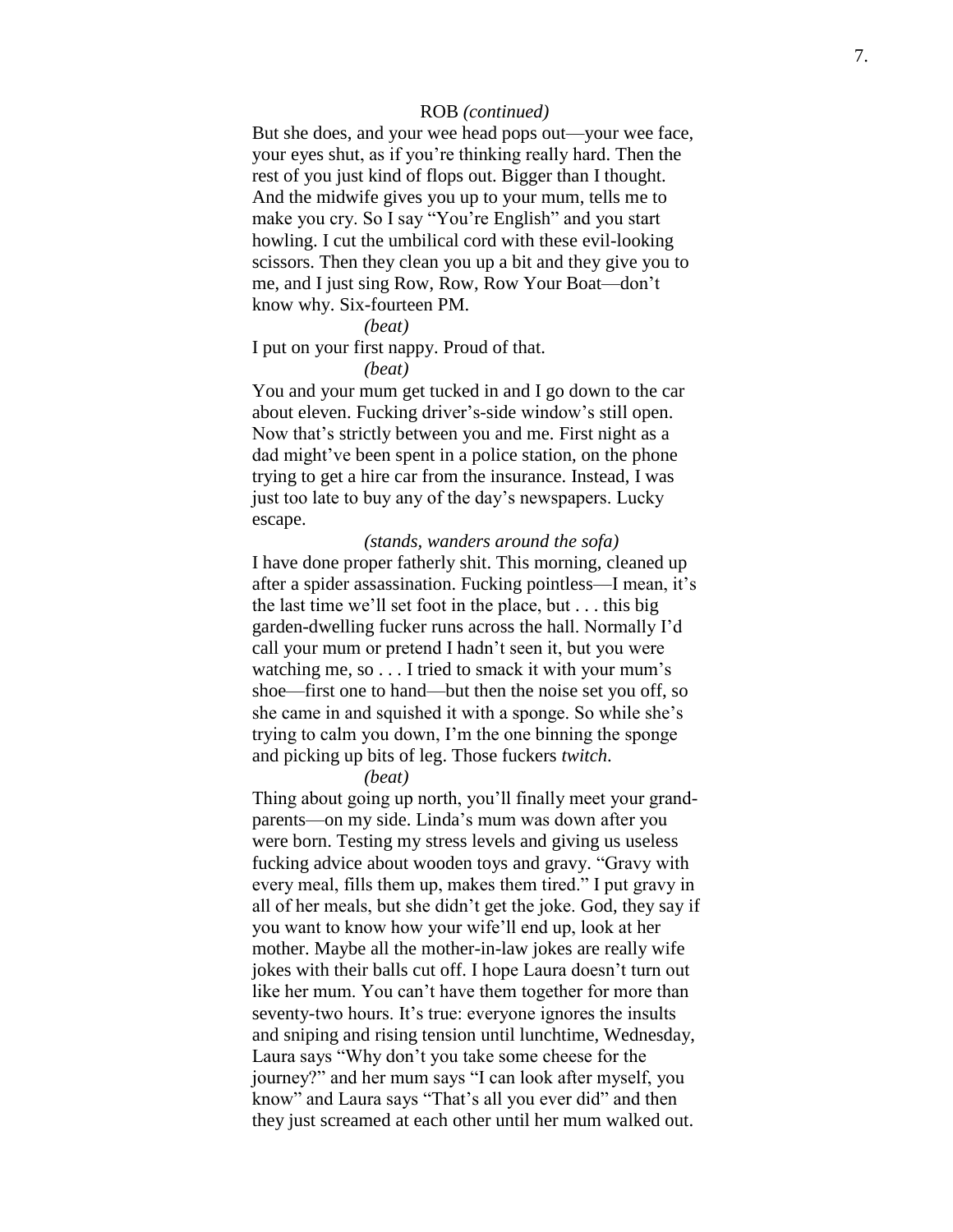ROB *(continued)*

But she does, and your wee head pops out—your wee face, your eyes shut, as if you're thinking really hard. Then the rest of you just kind of flops out. Bigger than I thought. And the midwife gives you up to your mum, tells me to make you cry. So I say "You're English" and you start howling. I cut the umbilical cord with these evil-looking scissors. Then they clean you up a bit and they give you to me, and I just sing Row, Row, Row Your Boat—don't know why. Six-fourteen PM.

*(beat)*

I put on your first nappy. Proud of that.

*(beat)*

You and your mum get tucked in and I go down to the car about eleven. Fucking driver's-side window's still open. Now that's strictly between you and me. First night as a dad might've been spent in a police station, on the phone trying to get a hire car from the insurance. Instead, I was just too late to buy any of the day's newspapers. Lucky escape.

*(stands, wanders around the sofa)*

I have done proper fatherly shit. This morning, cleaned up after a spider assassination. Fucking pointless—I mean, it's the last time we'll set foot in the place, but . . . this big garden-dwelling fucker runs across the hall. Normally I'd call your mum or pretend I hadn't seen it, but you were watching me, so . . . I tried to smack it with your mum's shoe—first one to hand—but then the noise set you off, so she came in and squished it with a sponge. So while she's trying to calm you down, I'm the one binning the sponge and picking up bits of leg. Those fuckers *twitch*.

*(beat)*

Thing about going up north, you'll finally meet your grand-parents—on my side. Linda's mum was down after you were born. Testing my stress levels and giving us useless fucking advice about wooden toys and gravy. "Gravy with every meal, fills them up, makes them tired." I put gravy in all of her meals, but she didn't get the joke. God, they say if you want to know how your wife'll end up, look at her mother. Maybe all the mother-in-law jokes are really wife jokes with their balls cut off. I hope Laura doesn't turn out like her mum. You can't have them together for more than seventy-two hours. It's true: everyone ignores the insults and sniping and rising tension until lunchtime, Wednesday, Laura says "Why don't you take some cheese for the journey?" and her mum says "I can look after myself, you know" and Laura says "That's all you ever did" and then they just screamed at each other until her mum walked out.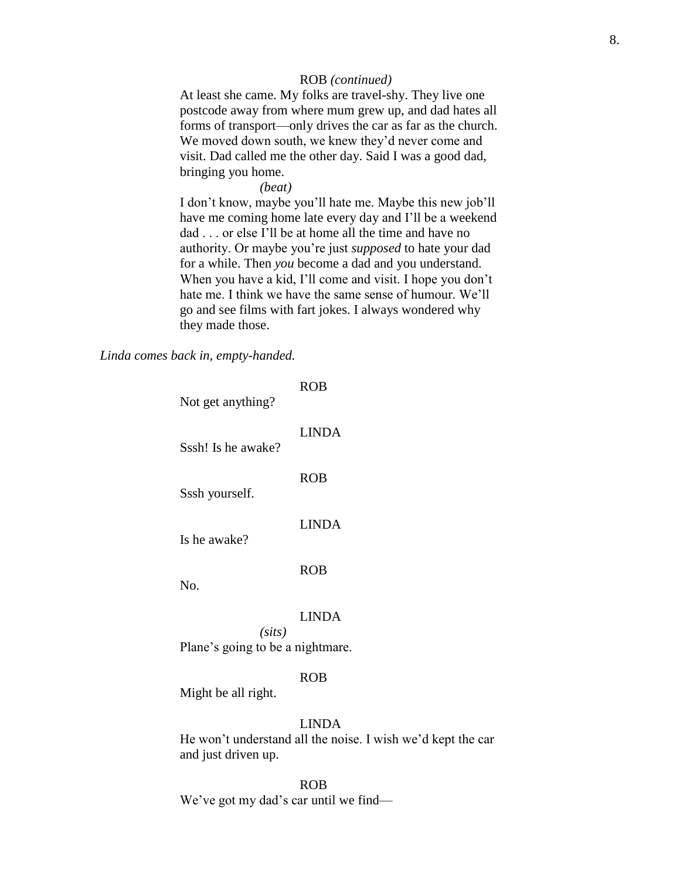ROB *(continued)*

At least she came. My folks are travel-shy. They live one postcode away from where mum grew up, and dad hates all forms of transport—only drives the car as far as the church. We moved down south, we knew they'd never come and visit. Dad called me the other day. Said I was a good dad, bringing you home.

*(beat)*

I don't know, maybe you'll hate me. Maybe this new job'll have me coming home late every day and I'll be a weekend dad . . . or else I'll be at home all the time and have no authority. Or maybe you're just *supposed* to hate your dad for a while. Then *you* become a dad and you understand. When you have a kid, I'll come and visit. I hope you don't hate me. I think we have the same sense of humour. We'll go and see films with fart jokes. I always wondered why they made those.

*Linda comes back in, empty-handed.*

ROB

Not get anything?

LINDA

Sssh! Is he awake?

ROB

Sssh yourself.

LINDA

Is he awake?

ROB

No.

LINDA

*(sits)*

Plane's going to be a nightmare.

ROB

Might be all right.

LINDA

He won't understand all the noise. I wish we'd kept the car and just driven up.

ROB

We've got my dad's car until we find—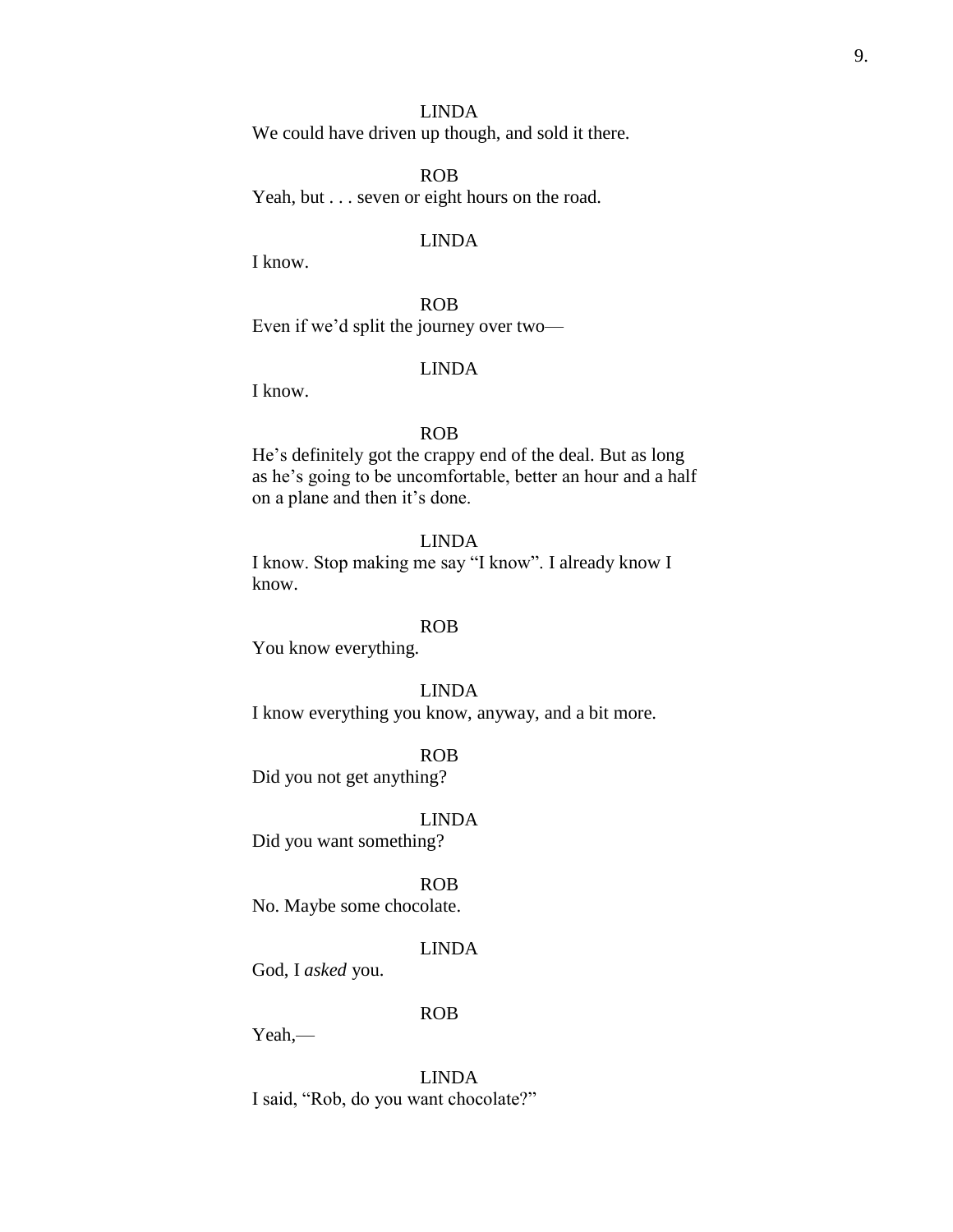LINDA

We could have driven up though, and sold it there.

ROB

Yeah, but . . . seven or eight hours on the road.

LINDA

I know.

ROB

Even if we'd split the journey over two—

LINDA

I know.

ROB

He's definitely got the crappy end of the deal. But as long as he's going to be uncomfortable, better an hour and a half on a plane and then it's done.

LINDA

I know. Stop making me say "I know". I already know I know.

ROB

You know everything.

LINDA

I know everything you know, anyway, and a bit more.

ROB

Did you not get anything?

LINDA

Did you want something?

ROB

No. Maybe some chocolate.

LINDA

God, I *asked* you.

ROB

Yeah,—

LINDA

I said, "Rob, do you want chocolate?"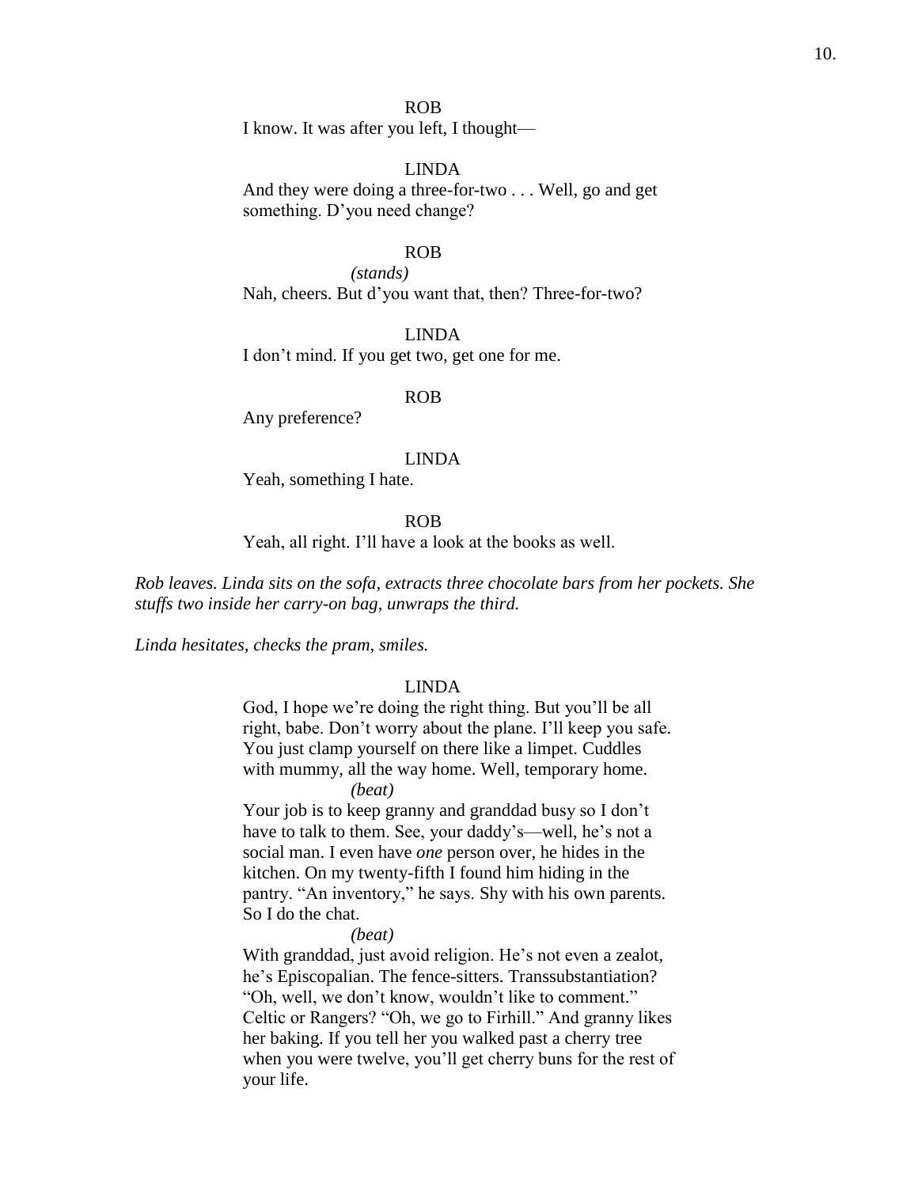ROB

I know. It was after you left, I thought—

LINDA

And they were doing a three-for-two . . . Well, go and get something. D'you need change?

ROB

*(stands)*

Nah, cheers. But d'you want that, then? Three-for-two?

LINDA

I don't mind. If you get two, get one for me.

ROB

Any preference?

LINDA

Yeah, something I hate.

ROB

Yeah, all right. I'll have a look at the books as well.

*Rob leaves. Linda sits on the sofa, extracts three chocolate bars from her pockets. She stuffs two inside her carry-on bag, unwraps the third.*

*Linda hesitates, checks the pram, smiles.*

LINDA

God, I hope we're doing the right thing. But you'll be all right, babe. Don't worry about the plane. I'll keep you safe. You just clamp yourself on there like a limpet. Cuddles with mummy, all the way home. Well, temporary home.

*(beat)*

Your job is to keep granny and granddad busy so I don't have to talk to them. See, your daddy's—well, he's not a social man. I even have *one* person over, he hides in the kitchen. On my twenty-fifth I found him hiding in the pantry. "An inventory," he says. Shy with his own parents. So I do the chat.

*(beat)*

With granddad, just avoid religion. He's not even a zealot, he's Episcopalian. The fence-sitters. Transsubstantiation? "Oh, well, we don't know, wouldn't like to comment." Celtic or Rangers? "Oh, we go to Firhill." And granny likes her baking. If you tell her you walked past a cherry tree when you were twelve, you'll get cherry buns for the rest of your life.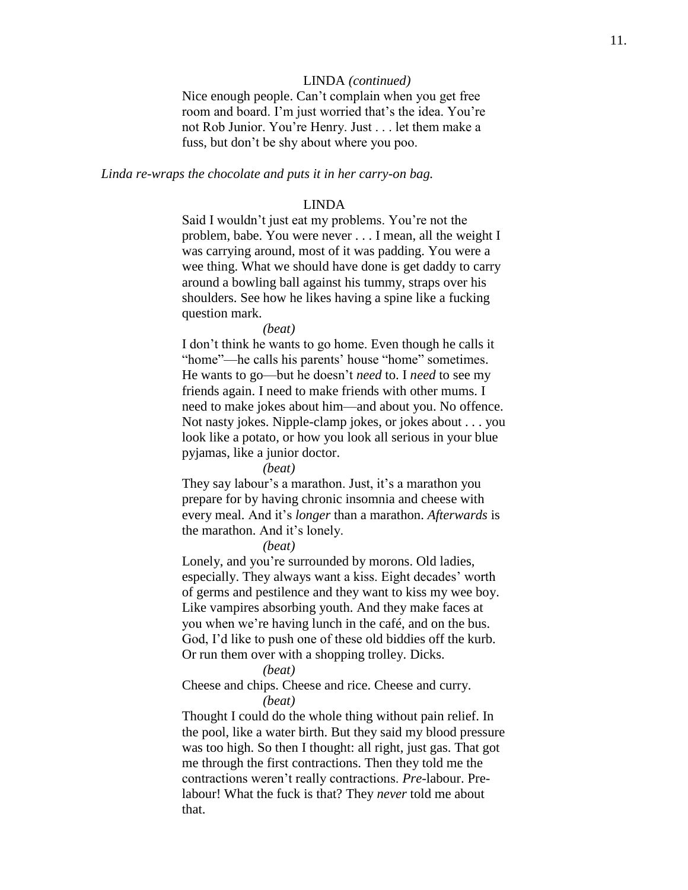LINDA *(continued)*

Nice enough people. Can't complain when you get free room and board. I'm just worried that's the idea. You're not Rob Junior. You're Henry. Just . . . let them make a fuss, but don't be shy about where you poo.

*Linda re-wraps the chocolate and puts it in her carry-on bag.*

LINDA

Said I wouldn't just eat my problems. You're not the problem, babe. You were never . . . I mean, all the weight I was carrying around, most of it was padding. You were a wee thing. What we should have done is get daddy to carry around a bowling ball against his tummy, straps over his shoulders. See how he likes having a spine like a fucking question mark.

*(beat)*

I don't think he wants to go home. Even though he calls it "home"—he calls his parents' house "home" sometimes. He wants to go—but he doesn't *need* to. I *need* to see my friends again. I need to make friends with other mums. I need to make jokes about him—and about you. No offence. Not nasty jokes. Nipple-clamp jokes, or jokes about . . . you look like a potato, or how you look all serious in your blue pyjamas, like a junior doctor.

*(beat)*

They say labour's a marathon. Just, it's a marathon you prepare for by having chronic insomnia and cheese with every meal. And it's *longer* than a marathon. *Afterwards* is the marathon. And it's lonely.

*(beat)*

Lonely, and you're surrounded by morons. Old ladies, especially. They always want a kiss. Eight decades' worth of germs and pestilence and they want to kiss my wee boy. Like vampires absorbing youth. And they make faces at you when we're having lunch in the café, and on the bus. God, I'd like to push one of these old biddies off the kurb. Or run them over with a shopping trolley. Dicks.

*(beat)*

Cheese and chips. Cheese and rice. Cheese and curry.

*(beat)*

Thought I could do the whole thing without pain relief. In the pool, like a water birth. But they said my blood pressure was too high. So then I thought: all right, just gas. That got me through the first contractions. Then they told me the contractions weren't really contractions. *Pre*-labour. Pre-labour! What the fuck is that? They *never* told me about that.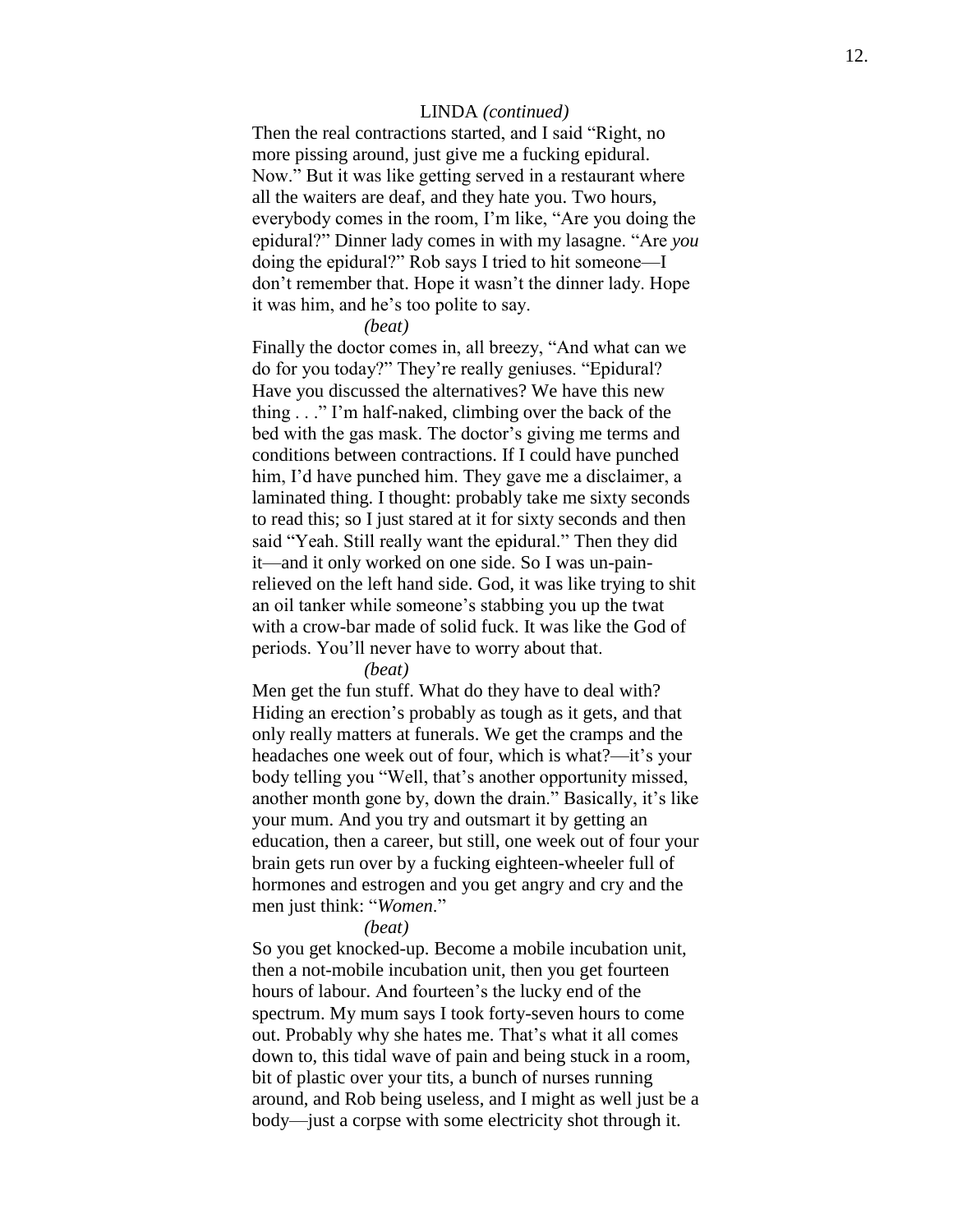LINDA *(continued)*

Then the real contractions started, and I said "Right, no more pissing around, just give me a fucking epidural. Now." But it was like getting served in a restaurant where all the waiters are deaf, and they hate you. Two hours, everybody comes in the room, I'm like, "Are you doing the epidural?" Dinner lady comes in with my lasagne. "Are *you* doing the epidural?" Rob says I tried to hit someone—I don't remember that. Hope it wasn't the dinner lady. Hope it was him, and he's too polite to say.

*(beat)*

Finally the doctor comes in, all breezy, "And what can we do for you today?" They're really geniuses. "Epidural? Have you discussed the alternatives? We have this new thing . . ." I'm half-naked, climbing over the back of the bed with the gas mask. The doctor's giving me terms and conditions between contractions. If I could have punched him, I'd have punched him. They gave me a disclaimer, a laminated thing. I thought: probably take me sixty seconds to read this; so I just stared at it for sixty seconds and then said "Yeah. Still really want the epidural." Then they did it—and it only worked on one side. So I was un-pain-relieved on the left hand side. God, it was like trying to shit an oil tanker while someone's stabbing you up the twat with a crow-bar made of solid fuck. It was like the God of periods. You'll never have to worry about that.

*(beat)*

Men get the fun stuff. What do they have to deal with? Hiding an erection's probably as tough as it gets, and that only really matters at funerals. We get the cramps and the headaches one week out of four, which is what?—it's your body telling you "Well, that's another opportunity missed, another month gone by, down the drain." Basically, it's like your mum. And you try and outsmart it by getting an education, then a career, but still, one week out of four your brain gets run over by a fucking eighteen-wheeler full of hormones and estrogen and you get angry and cry and the men just think: "*Women*."

*(beat)*

So you get knocked-up. Become a mobile incubation unit, then a not-mobile incubation unit, then you get fourteen hours of labour. And fourteen's the lucky end of the spectrum. My mum says I took forty-seven hours to come out. Probably why she hates me. That's what it all comes down to, this tidal wave of pain and being stuck in a room, bit of plastic over your tits, a bunch of nurses running around, and Rob being useless, and I might as well just be a body—just a corpse with some electricity shot through it.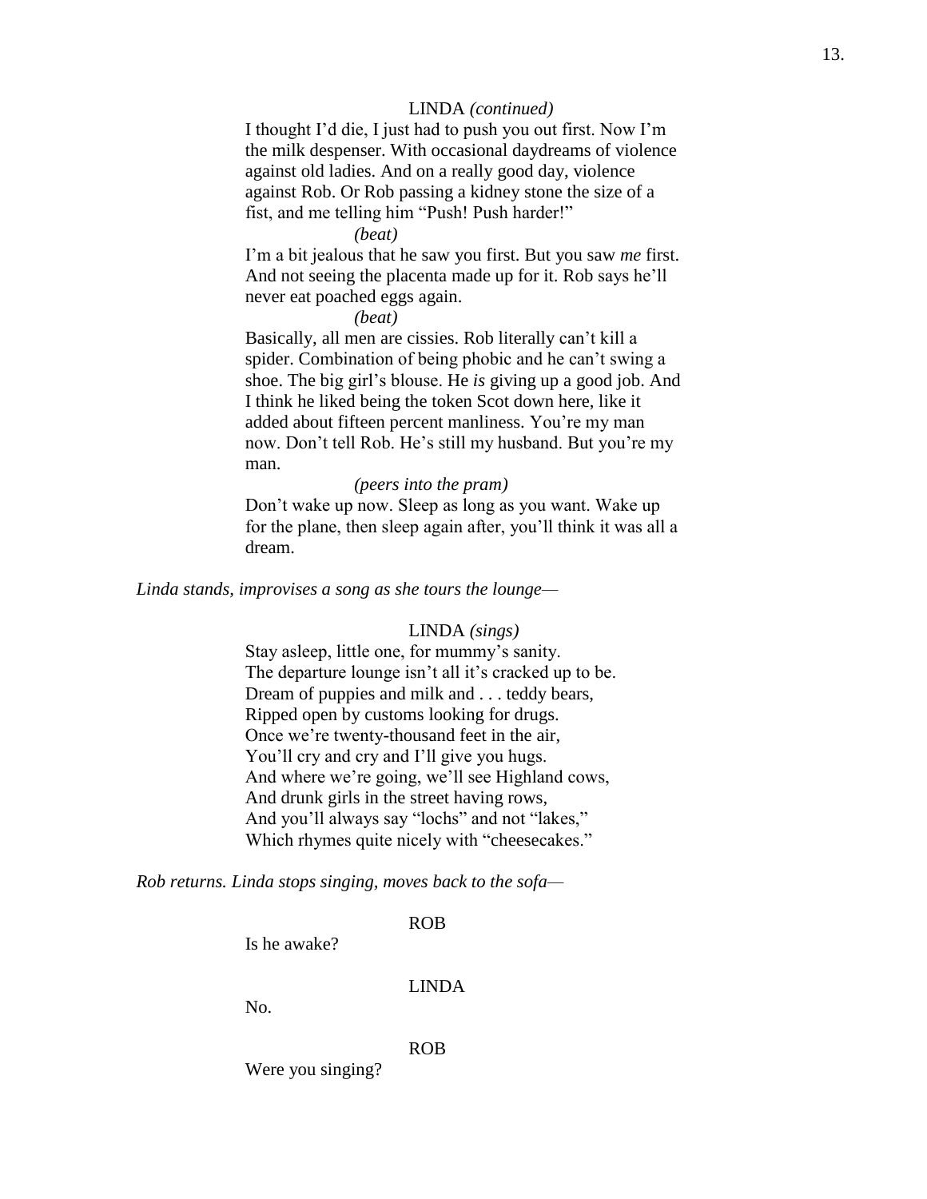LINDA *(continued)*

I thought I'd die, I just had to push you out first. Now I'm the milk despenser. With occasional daydreams of violence against old ladies. And on a really good day, violence against Rob. Or Rob passing a kidney stone the size of a fist, and me telling him "Push! Push harder!"

*(beat)*

I'm a bit jealous that he saw you first. But you saw *me* first. And not seeing the placenta made up for it. Rob says he'll never eat poached eggs again.

*(beat)*

Basically, all men are cissies. Rob literally can't kill a spider. Combination of being phobic and he can't swing a shoe. The big girl's blouse. He *is* giving up a good job. And I think he liked being the token Scot down here, like it added about fifteen percent manliness. You're my man now. Don't tell Rob. He's still my husband. But you're my man.

*(peers into the pram)*

Don't wake up now. Sleep as long as you want. Wake up for the plane, then sleep again after, you'll think it was all a dream.

*Linda stands, improvises a song as she tours the lounge—*

LINDA *(sings)*

Stay asleep, little one, for mummy's sanity.  
The departure lounge isn't all it's cracked up to be.  
Dream of puppies and milk and . . . teddy bears,  
Ripped open by customs looking for drugs.  
Once we're twenty-thousand feet in the air,  
You'll cry and cry and I'll give you hugs.  
And where we're going, we'll see Highland cows,  
And drunk girls in the street having rows,  
And you'll always say "lochs" and not "lakes,"  
Which rhymes quite nicely with "cheesecakes."

*Rob returns. Linda stops singing, moves back to the sofa—*

ROB

Is he awake?

LINDA

No.

ROB

Were you singing?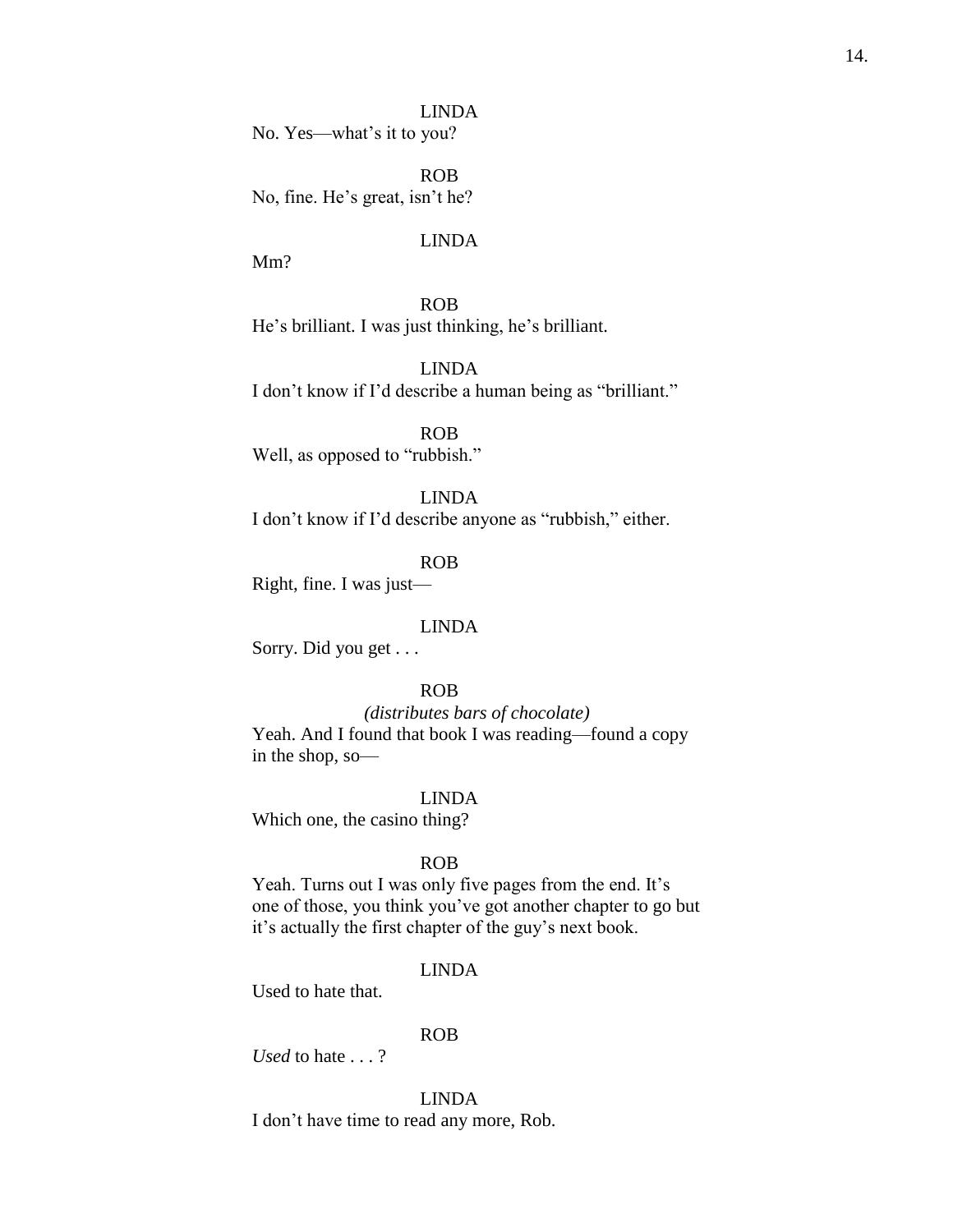LINDA

No. Yes—what's it to you?

ROB

No, fine. He's great, isn't he?

LINDA

Mm?

ROB

He's brilliant. I was just thinking, he's brilliant.

LINDA

I don't know if I'd describe a human being as "brilliant."

ROB

Well, as opposed to "rubbish."

LINDA

I don't know if I'd describe anyone as "rubbish," either.

ROB

Right, fine. I was just—

LINDA

Sorry. Did you get . . .

ROB

*(distributes bars of chocolate)*

Yeah. And I found that book I was reading—found a copy in the shop, so—

LINDA

Which one, the casino thing?

ROB

Yeah. Turns out I was only five pages from the end. It's one of those, you think you've got another chapter to go but it's actually the first chapter of the guy's next book.

LINDA

Used to hate that.

ROB

*Used* to hate . . . ?

LINDA

I don't have time to read any more, Rob.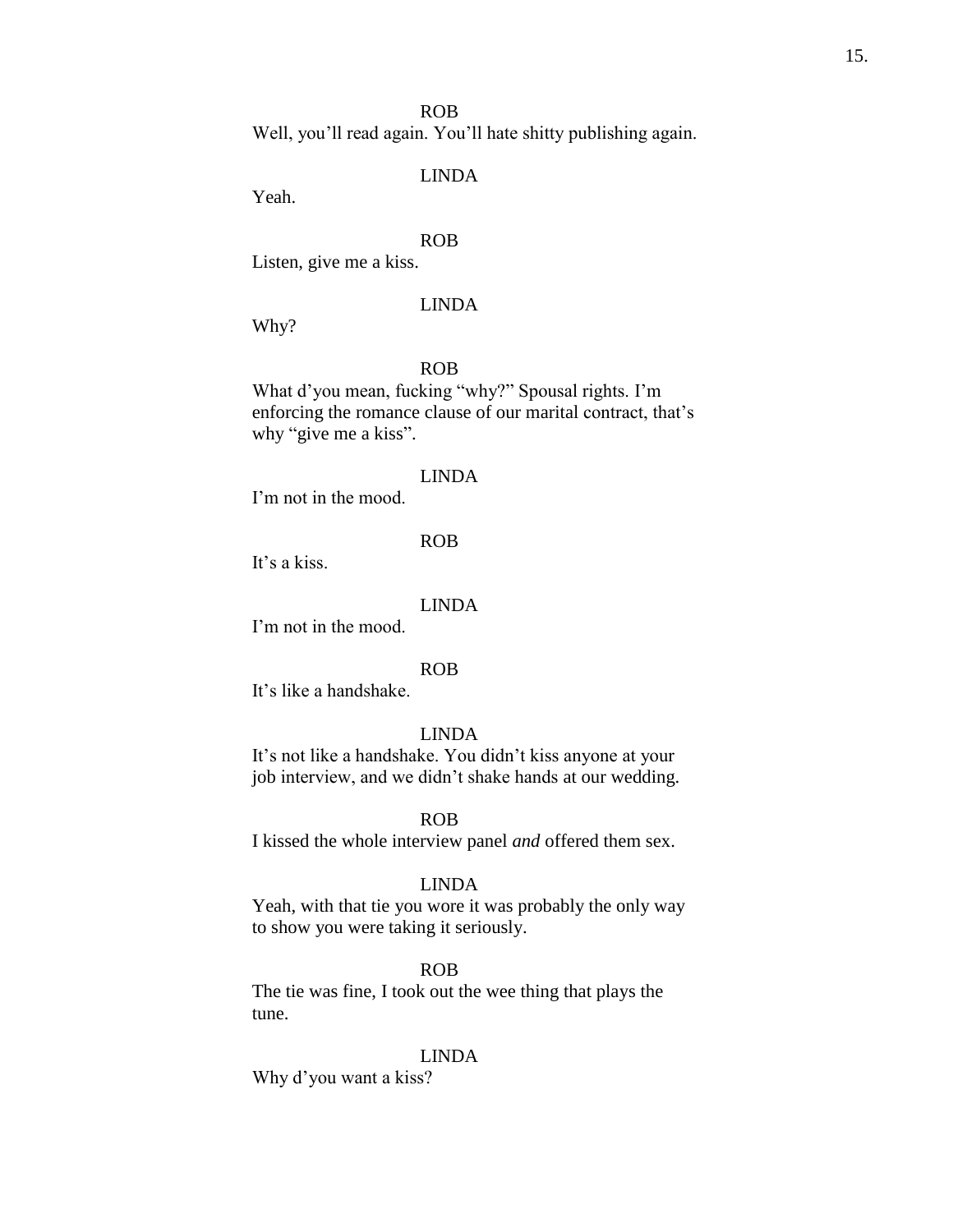ROB

Well, you'll read again. You'll hate shitty publishing again.

LINDA

Yeah.

ROB

Listen, give me a kiss.

LINDA

Why?

ROB

What d'you mean, fucking "why?" Spousal rights. I'm enforcing the romance clause of our marital contract, that's why "give me a kiss".

LINDA

I'm not in the mood.

ROB

It's a kiss.

LINDA

I'm not in the mood.

ROB

It's like a handshake.

LINDA

It's not like a handshake. You didn't kiss anyone at your job interview, and we didn't shake hands at our wedding.

ROB

I kissed the whole interview panel *and* offered them sex.

LINDA

Yeah, with that tie you wore it was probably the only way to show you were taking it seriously.

ROB

The tie was fine, I took out the wee thing that plays the tune.

LINDA

Why d'you want a kiss?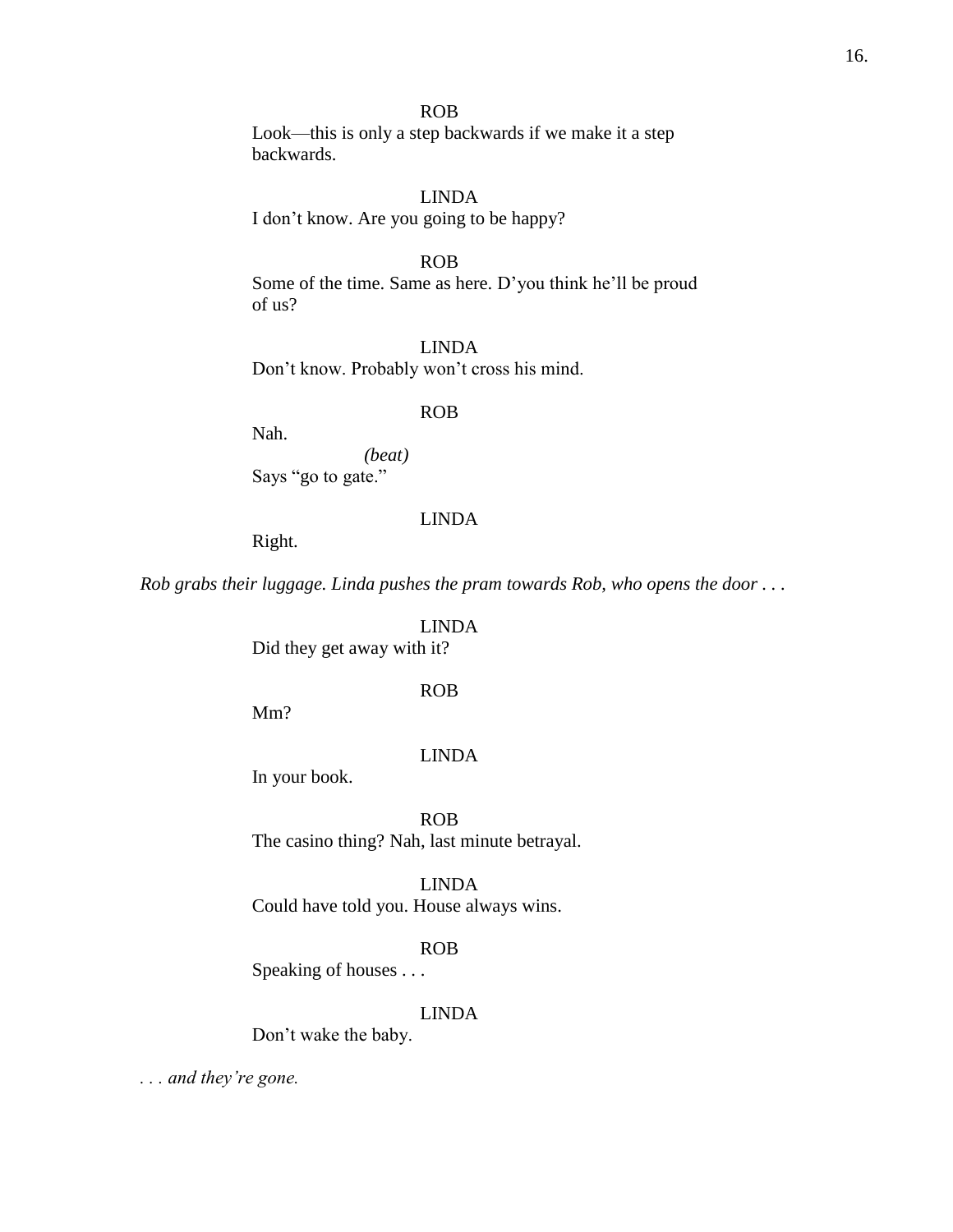ROB

Look—this is only a step backwards if we make it a step backwards.

LINDA

I don't know. Are you going to be happy?

ROB

Some of the time. Same as here. D'you think he'll be proud of us?

LINDA

Don't know. Probably won't cross his mind.

ROB

Nah.

*(beat)*

Says "go to gate."

LINDA

Right.

*Rob grabs their luggage. Linda pushes the pram towards Rob, who opens the door . . .*

LINDA

Did they get away with it?

ROB

Mm?

LINDA

In your book.

ROB

The casino thing? Nah, last minute betrayal.

LINDA

Could have told you. House always wins.

ROB

Speaking of houses . . .

LINDA

Don't wake the baby.

*. . . and they're gone.*